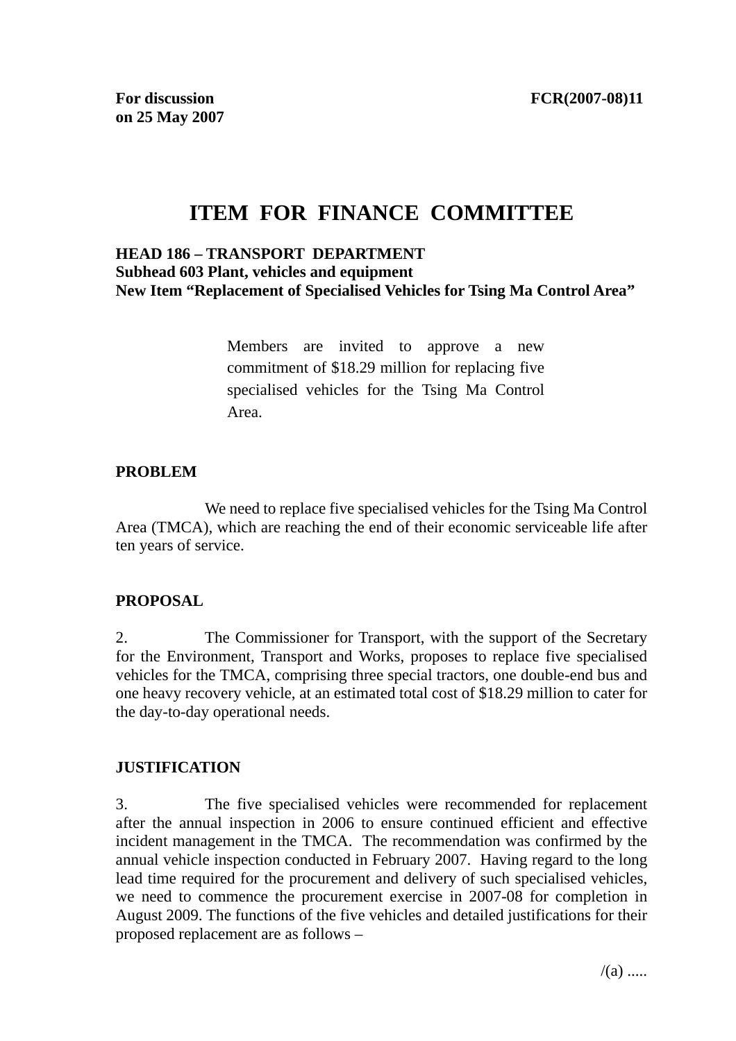**For discussion on 25 May 2007** **FCR(2007-08)11**

# ITEM FOR FINANCE COMMITTEE

**HEAD 186 – TRANSPORT DEPARTMENT**
**Subhead 603 Plant, vehicles and equipment**
**New Item "Replacement of Specialised Vehicles for Tsing Ma Control Area"**

> Members are invited to approve a new commitment of $18.29 million for replacing five specialised vehicles for the Tsing Ma Control Area.

## PROBLEM

We need to replace five specialised vehicles for the Tsing Ma Control Area (TMCA), which are reaching the end of their economic serviceable life after ten years of service.

## PROPOSAL

2. The Commissioner for Transport, with the support of the Secretary for the Environment, Transport and Works, proposes to replace five specialised vehicles for the TMCA, comprising three special tractors, one double-end bus and one heavy recovery vehicle, at an estimated total cost of $18.29 million to cater for the day-to-day operational needs.

## JUSTIFICATION

3. The five specialised vehicles were recommended for replacement after the annual inspection in 2006 to ensure continued efficient and effective incident management in the TMCA. The recommendation was confirmed by the annual vehicle inspection conducted in February 2007. Having regard to the long lead time required for the procurement and delivery of such specialised vehicles, we need to commence the procurement exercise in 2007-08 for completion in August 2009. The functions of the five vehicles and detailed justifications for their proposed replacement are as follows –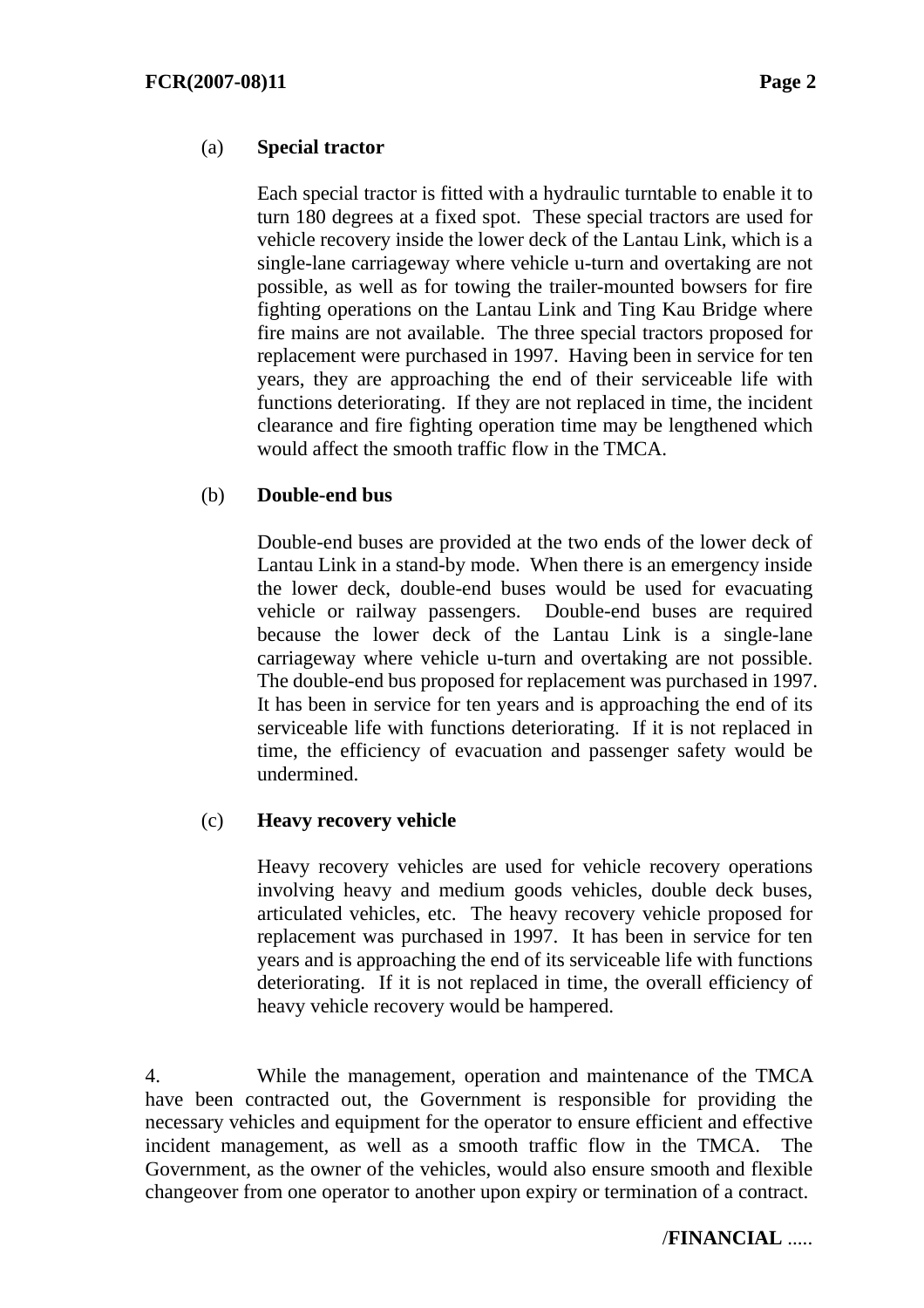(a) **Special tractor**

Each special tractor is fitted with a hydraulic turntable to enable it to turn 180 degrees at a fixed spot. These special tractors are used for vehicle recovery inside the lower deck of the Lantau Link, which is a single-lane carriageway where vehicle u-turn and overtaking are not possible, as well as for towing the trailer-mounted bowsers for fire fighting operations on the Lantau Link and Ting Kau Bridge where fire mains are not available. The three special tractors proposed for replacement were purchased in 1997. Having been in service for ten years, they are approaching the end of their serviceable life with functions deteriorating. If they are not replaced in time, the incident clearance and fire fighting operation time may be lengthened which would affect the smooth traffic flow in the TMCA.

(b) **Double-end bus**

Double-end buses are provided at the two ends of the lower deck of Lantau Link in a stand-by mode. When there is an emergency inside the lower deck, double-end buses would be used for evacuating vehicle or railway passengers. Double-end buses are required because the lower deck of the Lantau Link is a single-lane carriageway where vehicle u-turn and overtaking are not possible. The double-end bus proposed for replacement was purchased in 1997. It has been in service for ten years and is approaching the end of its serviceable life with functions deteriorating. If it is not replaced in time, the efficiency of evacuation and passenger safety would be undermined.

(c) **Heavy recovery vehicle**

Heavy recovery vehicles are used for vehicle recovery operations involving heavy and medium goods vehicles, double deck buses, articulated vehicles, etc. The heavy recovery vehicle proposed for replacement was purchased in 1997. It has been in service for ten years and is approaching the end of its serviceable life with functions deteriorating. If it is not replaced in time, the overall efficiency of heavy vehicle recovery would be hampered.

4. While the management, operation and maintenance of the TMCA have been contracted out, the Government is responsible for providing the necessary vehicles and equipment for the operator to ensure efficient and effective incident management, as well as a smooth traffic flow in the TMCA. The Government, as the owner of the vehicles, would also ensure smooth and flexible changeover from one operator to another upon expiry or termination of a contract.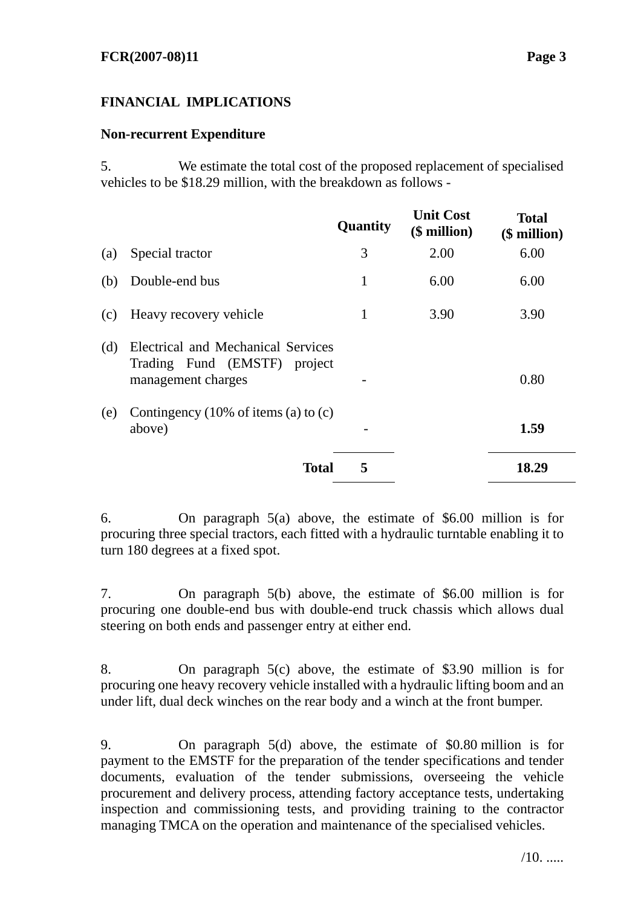## FINANCIAL IMPLICATIONS

### Non-recurrent Expenditure

5. We estimate the total cost of the proposed replacement of specialised vehicles to be $18.29 million, with the breakdown as follows -

| | | Quantity | Unit Cost ($ million) | Total ($ million) |
|---|---|---|---|---|
| (a) | Special tractor | 3 | 2.00 | 6.00 |
| (b) | Double-end bus | 1 | 6.00 | 6.00 |
| (c) | Heavy recovery vehicle | 1 | 3.90 | 3.90 |
| (d) | Electrical and Mechanical Services Trading Fund (EMSTF) project management charges | - | | 0.80 |
| (e) | Contingency (10% of items (a) to (c) above) | - | | **1.59** |
| | **Total** | **5** | | **18.29** |

6. On paragraph 5(a) above, the estimate of $6.00 million is for procuring three special tractors, each fitted with a hydraulic turntable enabling it to turn 180 degrees at a fixed spot.

7. On paragraph 5(b) above, the estimate of $6.00 million is for procuring one double-end bus with double-end truck chassis which allows dual steering on both ends and passenger entry at either end.

8. On paragraph 5(c) above, the estimate of $3.90 million is for procuring one heavy recovery vehicle installed with a hydraulic lifting boom and an under lift, dual deck winches on the rear body and a winch at the front bumper.

9. On paragraph 5(d) above, the estimate of $0.80 million is for payment to the EMSTF for the preparation of the tender specifications and tender documents, evaluation of the tender submissions, overseeing the vehicle procurement and delivery process, attending factory acceptance tests, undertaking inspection and commissioning tests, and providing training to the contractor managing TMCA on the operation and maintenance of the specialised vehicles.

/10. .....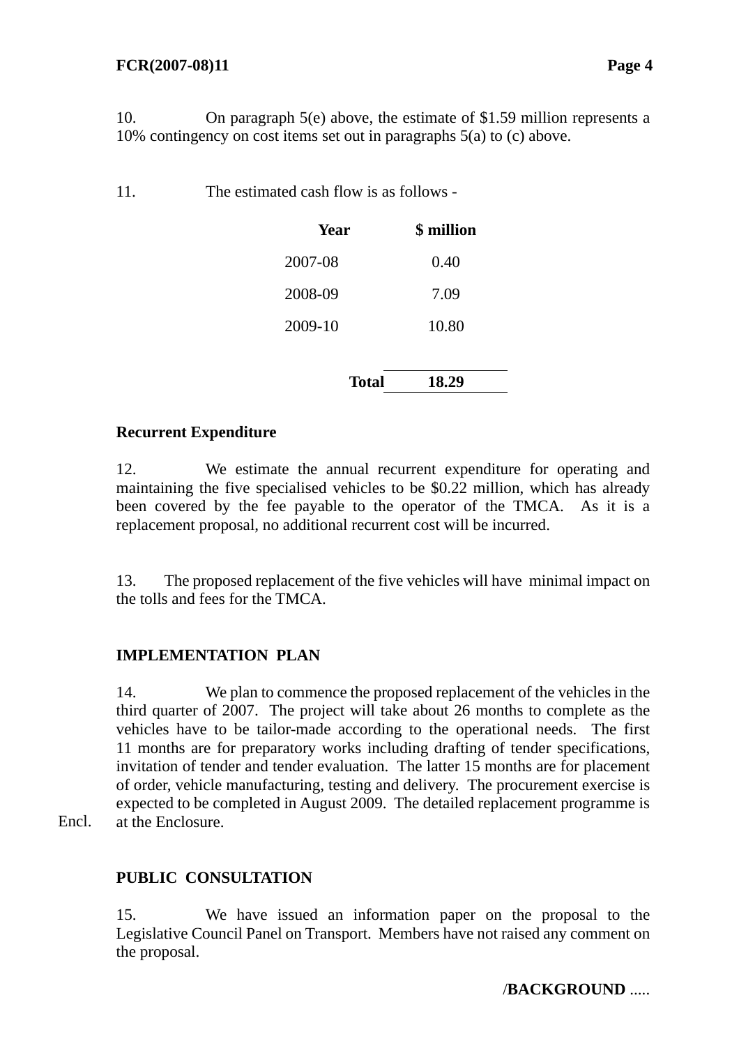10. On paragraph 5(e) above, the estimate of $1.59 million represents a 10% contingency on cost items set out in paragraphs 5(a) to (c) above.

11. The estimated cash flow is as follows -

| Year | $ million |
|---|---|
| 2007-08 | 0.40 |
| 2008-09 | 7.09 |
| 2009-10 | 10.80 |
| **Total** | **18.29** |

**Recurrent Expenditure**

12. We estimate the annual recurrent expenditure for operating and maintaining the five specialised vehicles to be $0.22 million, which has already been covered by the fee payable to the operator of the TMCA. As it is a replacement proposal, no additional recurrent cost will be incurred.

13. The proposed replacement of the five vehicles will have minimal impact on the tolls and fees for the TMCA.

**IMPLEMENTATION PLAN**

14. We plan to commence the proposed replacement of the vehicles in the third quarter of 2007. The project will take about 26 months to complete as the vehicles have to be tailor-made according to the operational needs. The first 11 months are for preparatory works including drafting of tender specifications, invitation of tender and tender evaluation. The latter 15 months are for placement of order, vehicle manufacturing, testing and delivery. The procurement exercise is expected to be completed in August 2009. The detailed replacement programme is at the Enclosure.

Encl.

**PUBLIC CONSULTATION**

15. We have issued an information paper on the proposal to the Legislative Council Panel on Transport. Members have not raised any comment on the proposal.

/**BACKGROUND** .....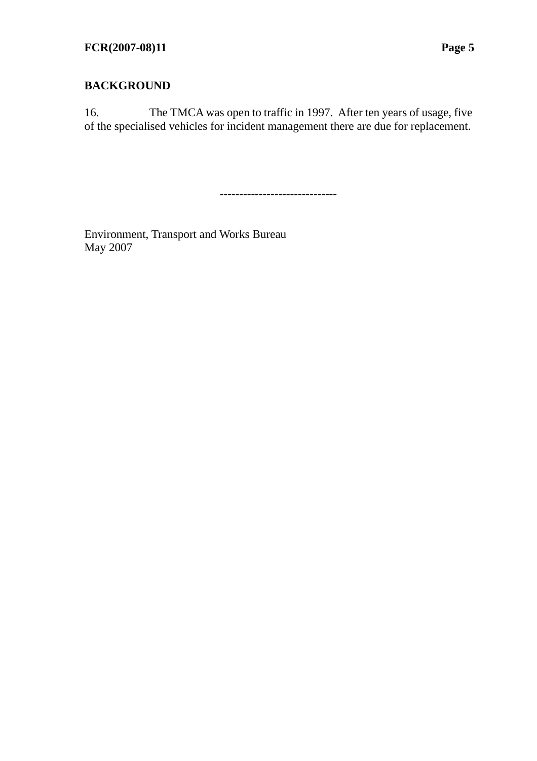## BACKGROUND

16. The TMCA was open to traffic in 1997. After ten years of usage, five of the specialised vehicles for incident management there are due for replacement.

------------------------------

Environment, Transport and Works Bureau
May 2007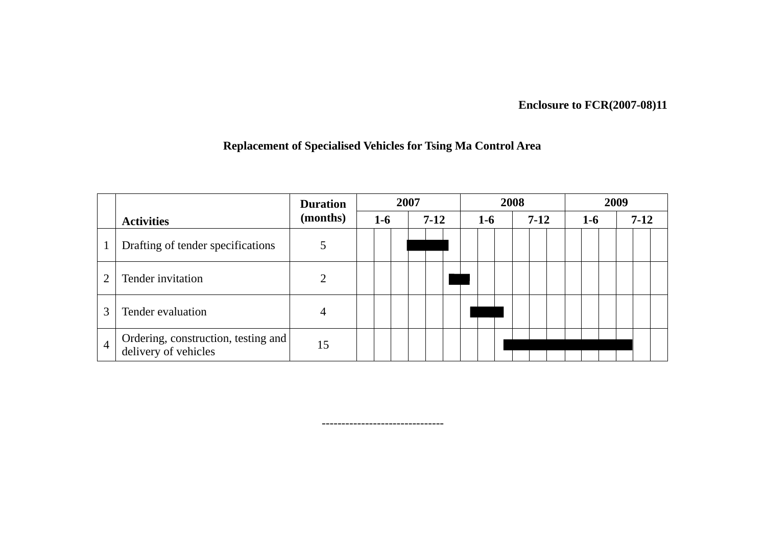**Enclosure to FCR(2007-08)11**

## Replacement of Specialised Vehicles for Tsing Ma Control Area

| | Activities | Duration (months) | 2007 | | | | | | 2008 | | | | | | 2009 | | | | | |
|---|---|---|---|---|---|---|---|---|---|---|---|---|---|---|---|---|---|---|---|---|
| | | | 1-6 | | | 7-12 | | | 1-6 | | | 7-12 | | | 1-6 | | | 7-12 | | |
| 1 | Drafting of tender specifications | 5 | | | | ■ | ■ | ■ | | | | | | | | | | | | |
| 2 | Tender invitation | 2 | | | | | | ■ | ■ | | | | | | | | | | | |
| 3 | Tender evaluation | 4 | | | | | | | ■ | ■ | ■ | | | | | | | | | |
| 4 | Ordering, construction, testing and delivery of vehicles | 15 | | | | | | | | | ■ | ■ | ■ | ■ | ■ | ■ | ■ | ■ | | |

------------------------------